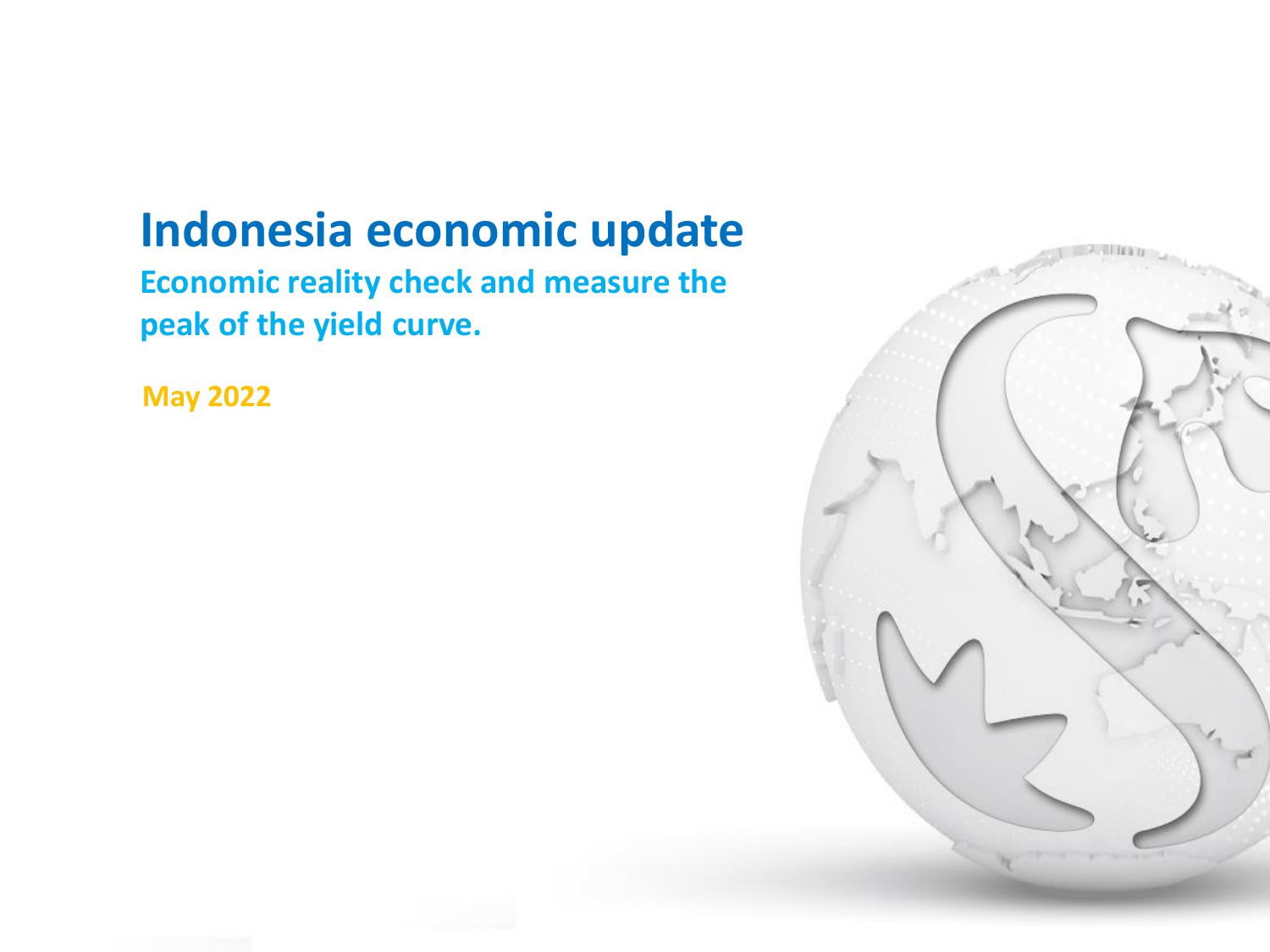# Indonesia economic update

## Economic reality check and measure the peak of the yield curve.

**May 2022**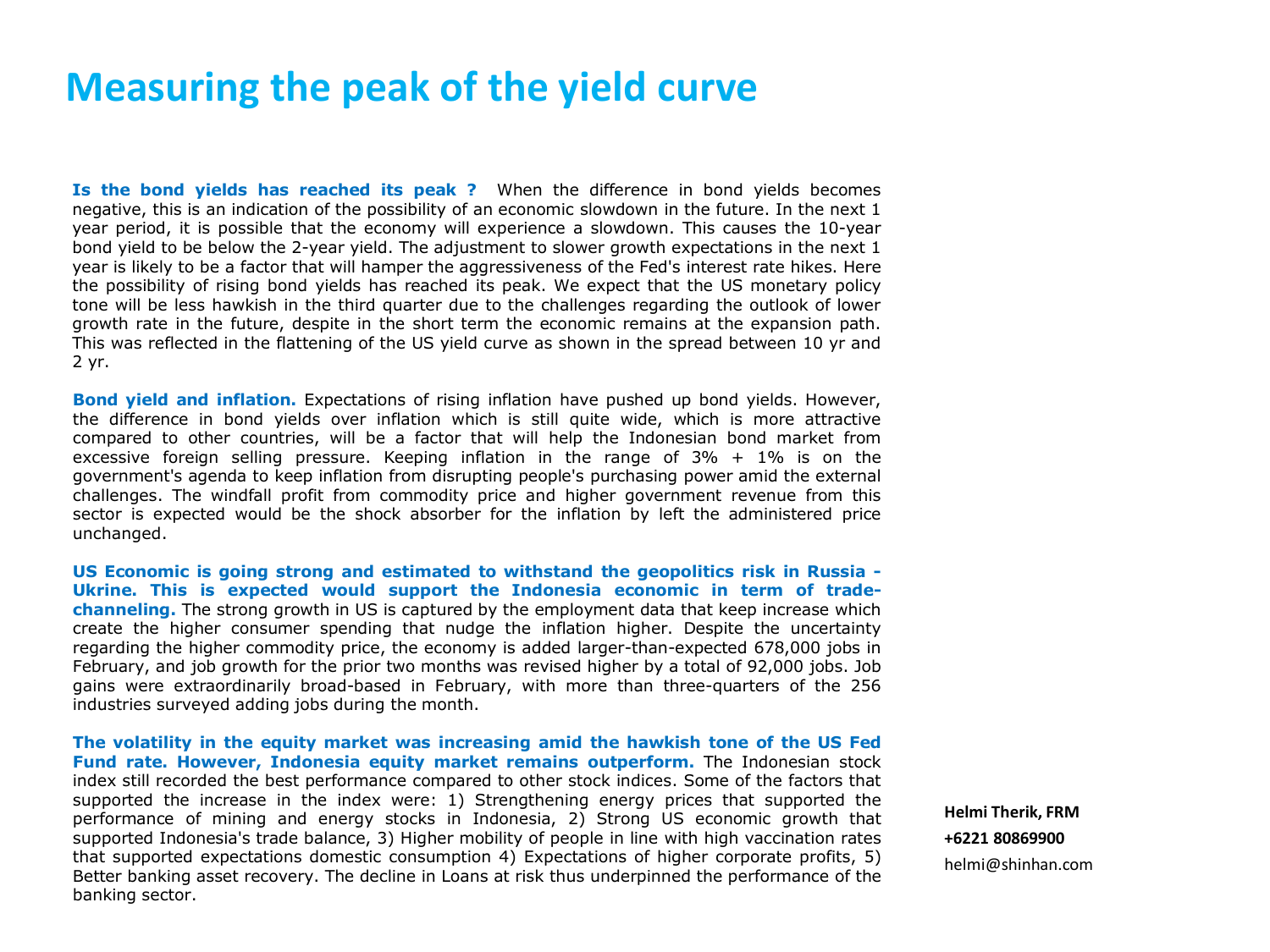# Measuring the peak of the yield curve

**Is the bond yields has reached its peak ?** When the difference in bond yields becomes negative, this is an indication of the possibility of an economic slowdown in the future. In the next 1 year period, it is possible that the economy will experience a slowdown. This causes the 10-year bond yield to be below the 2-year yield. The adjustment to slower growth expectations in the next 1 year is likely to be a factor that will hamper the aggressiveness of the Fed's interest rate hikes. Here the possibility of rising bond yields has reached its peak. We expect that the US monetary policy tone will be less hawkish in the third quarter due to the challenges regarding the outlook of lower growth rate in the future, despite in the short term the economic remains at the expansion path. This was reflected in the flattening of the US yield curve as shown in the spread between 10 yr and 2 yr.

**Bond yield and inflation.** Expectations of rising inflation have pushed up bond yields. However, the difference in bond yields over inflation which is still quite wide, which is more attractive compared to other countries, will be a factor that will help the Indonesian bond market from excessive foreign selling pressure. Keeping inflation in the range of 3% + 1% is on the government's agenda to keep inflation from disrupting people's purchasing power amid the external challenges. The windfall profit from commodity price and higher government revenue from this sector is expected would be the shock absorber for the inflation by left the administered price unchanged.

**US Economic is going strong and estimated to withstand the geopolitics risk in Russia - Ukrine. This is expected would support the Indonesia economic in term of trade-channeling.** The strong growth in US is captured by the employment data that keep increase which create the higher consumer spending that nudge the inflation higher. Despite the uncertainty regarding the higher commodity price, the economy is added larger-than-expected 678,000 jobs in February, and job growth for the prior two months was revised higher by a total of 92,000 jobs. Job gains were extraordinarily broad-based in February, with more than three-quarters of the 256 industries surveyed adding jobs during the month.

**The volatility in the equity market was increasing amid the hawkish tone of the US Fed Fund rate. However, Indonesia equity market remains outperform.** The Indonesian stock index still recorded the best performance compared to other stock indices. Some of the factors that supported the increase in the index were: 1) Strengthening energy prices that supported the performance of mining and energy stocks in Indonesia, 2) Strong US economic growth that supported Indonesia's trade balance, 3) Higher mobility of people in line with high vaccination rates that supported expectations domestic consumption 4) Expectations of higher corporate profits, 5) Better banking asset recovery. The decline in Loans at risk thus underpinned the performance of the banking sector.

**Helmi Therik, FRM**
**+6221 80869900**
helmi@shinhan.com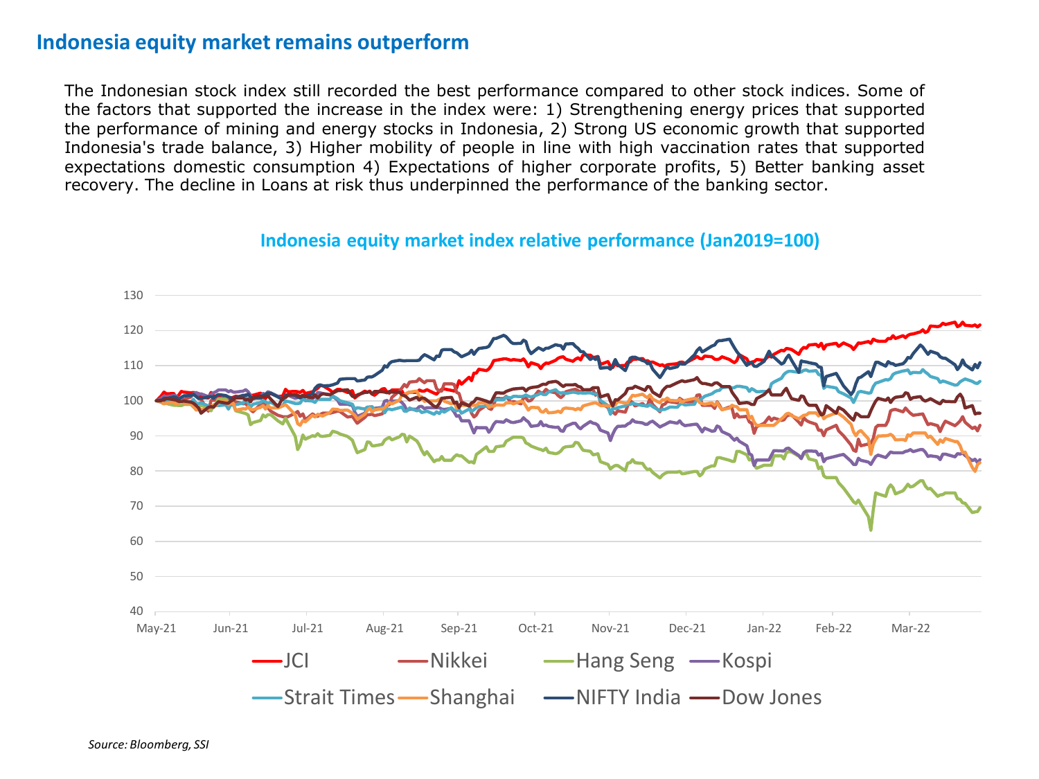## Indonesia equity market remains outperform

The Indonesian stock index still recorded the best performance compared to other stock indices. Some of the factors that supported the increase in the index were: 1) Strengthening energy prices that supported the performance of mining and energy stocks in Indonesia, 2) Strong US economic growth that supported Indonesia's trade balance, 3) Higher mobility of people in line with high vaccination rates that supported expectations domestic consumption 4) Expectations of higher corporate profits, 5) Better banking asset recovery. The decline in Loans at risk thus underpinned the performance of the banking sector.

**Indonesia equity market index relative performance (Jan2019=100)**

*Source: Bloomberg, SSI*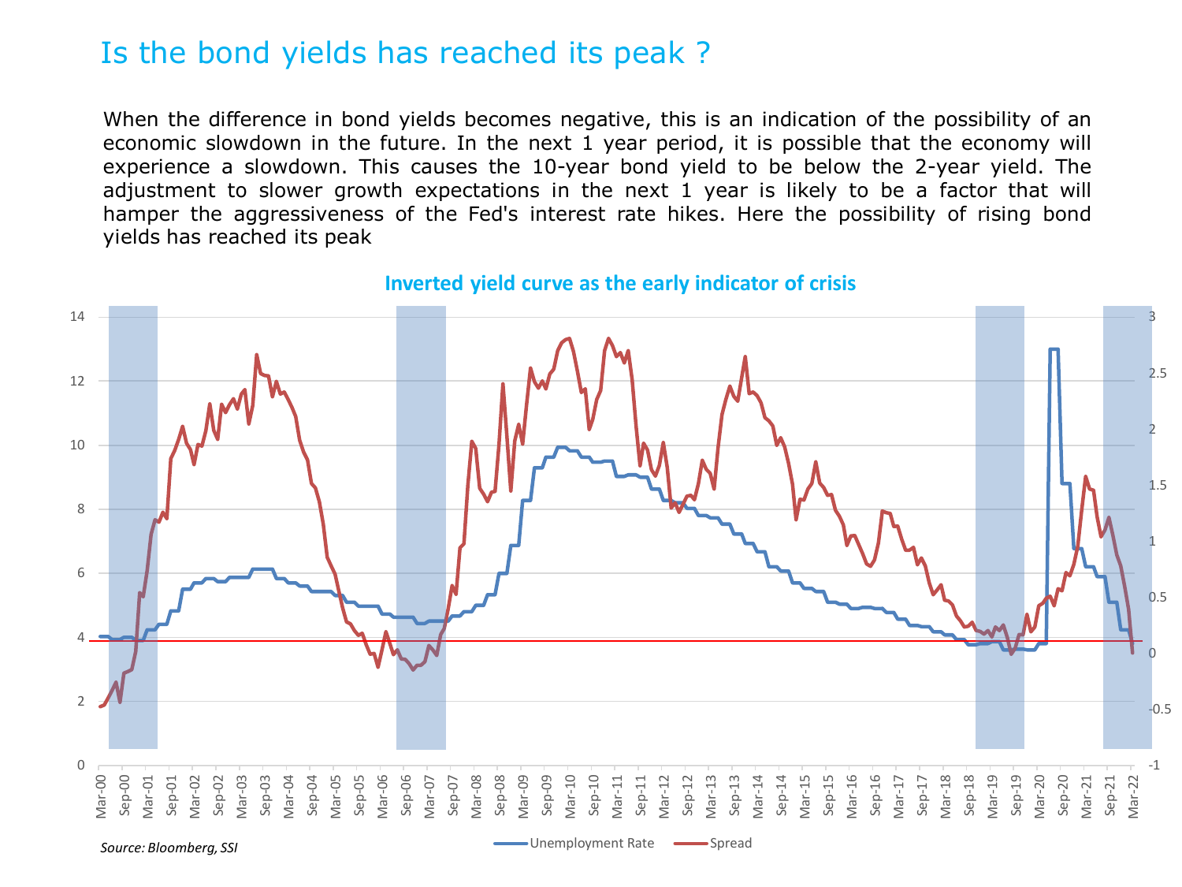# Is the bond yields has reached its peak ?

When the difference in bond yields becomes negative, this is an indication of the possibility of an economic slowdown in the future. In the next 1 year period, it is possible that the economy will experience a slowdown. This causes the 10-year bond yield to be below the 2-year yield. The adjustment to slower growth expectations in the next 1 year is likely to be a factor that will hamper the aggressiveness of the Fed's interest rate hikes. Here the possibility of rising bond yields has reached its peak

**Inverted yield curve as the early indicator of crisis**

*Source: Bloomberg, SSI*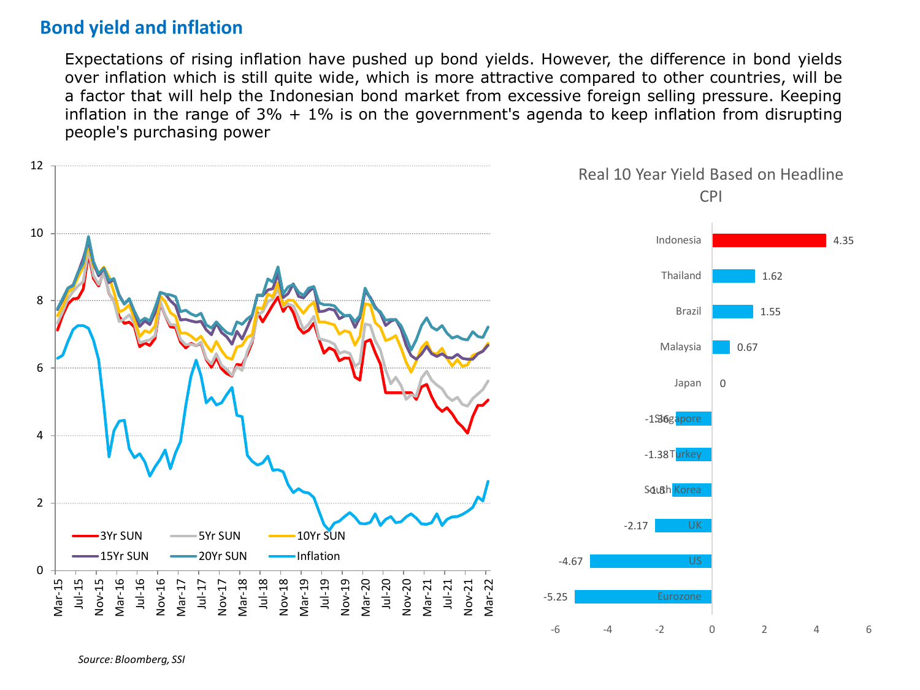## Bond yield and inflation

Expectations of rising inflation have pushed up bond yields. However, the difference in bond yields over inflation which is still quite wide, which is more attractive compared to other countries, will be a factor that will help the Indonesian bond market from excessive foreign selling pressure. Keeping inflation in the range of 3% + 1% is on the government's agenda to keep inflation from disrupting people's purchasing power

**Real 10 Year Yield Based on Headline CPI**

| Country | Real 10 Year Yield |
|---|---|
| Indonesia | 4.35 |
| Thailand | 1.62 |
| Brazil | 1.55 |
| Malaysia | 0.67 |
| Japan | 0 |
| Singapore | -1.36 |
| Turkey | -1.38 |
| South Korea | -1.5 |
| UK | -2.17 |
| US | -4.67 |
| Eurozone | -5.25 |

*Source: Bloomberg, SSI*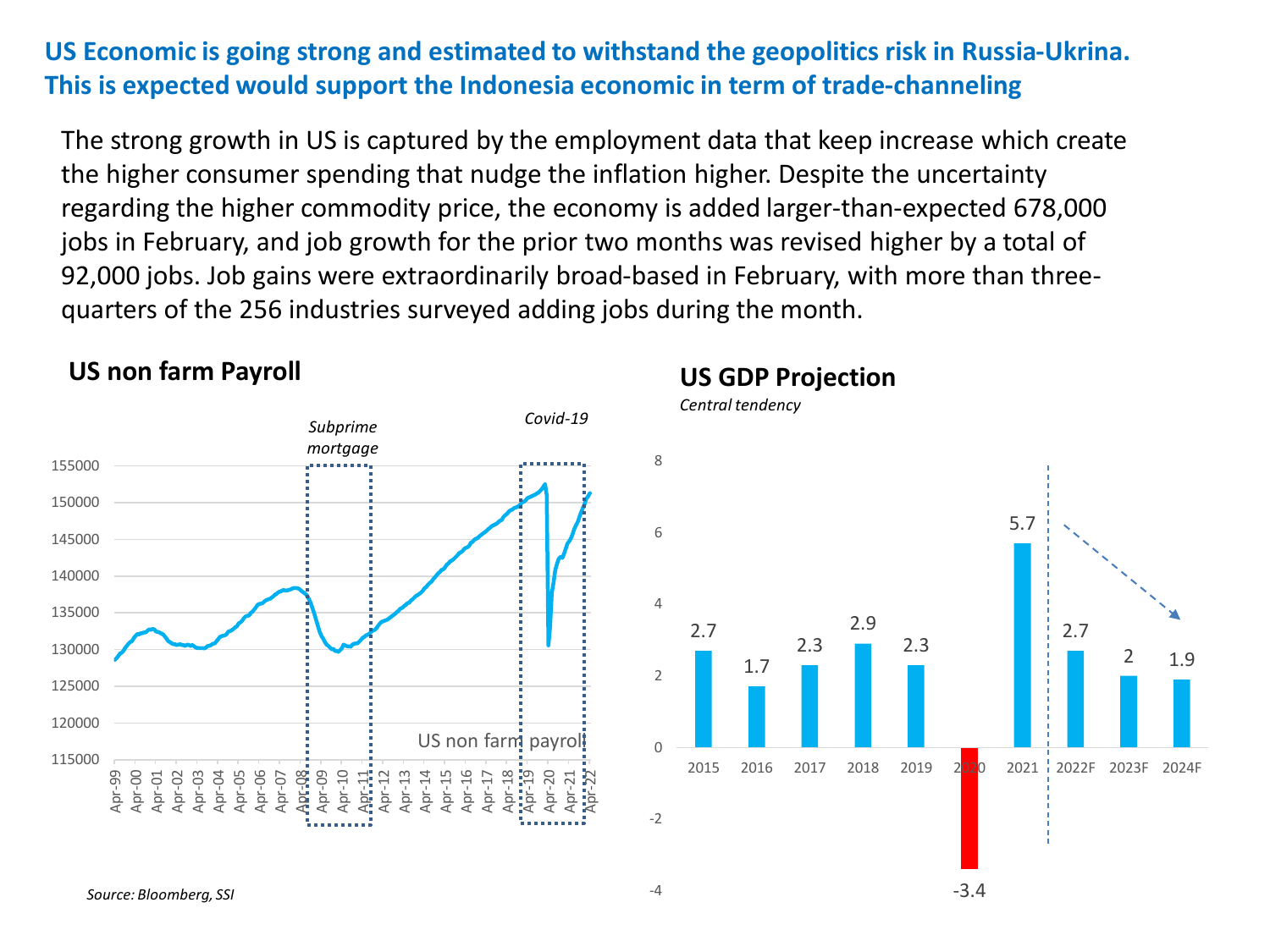## US Economic is going strong and estimated to withstand the geopolitics risk in Russia-Ukrina. This is expected would support the Indonesia economic in term of trade-channeling

The strong growth in US is captured by the employment data that keep increase which create the higher consumer spending that nudge the inflation higher. Despite the uncertainty regarding the higher commodity price, the economy is added larger-than-expected 678,000 jobs in February, and job growth for the prior two months was revised higher by a total of 92,000 jobs. Job gains were extraordinarily broad-based in February, with more than three-quarters of the 256 industries surveyed adding jobs during the month.

### US non farm Payroll

*Subprime mortgage*

*Covid-19*

US non farm payroll

### US GDP Projection

*Central tendency*

| 2015 | 2016 | 2017 | 2018 | 2019 | 2020 | 2021 | 2022F | 2023F | 2024F |
|---|---|---|---|---|---|---|---|---|---|
| 2.7 | 1.7 | 2.3 | 2.9 | 2.3 | -3.4 | 5.7 | 2.7 | 2 | 1.9 |

*Source: Bloomberg, SSI*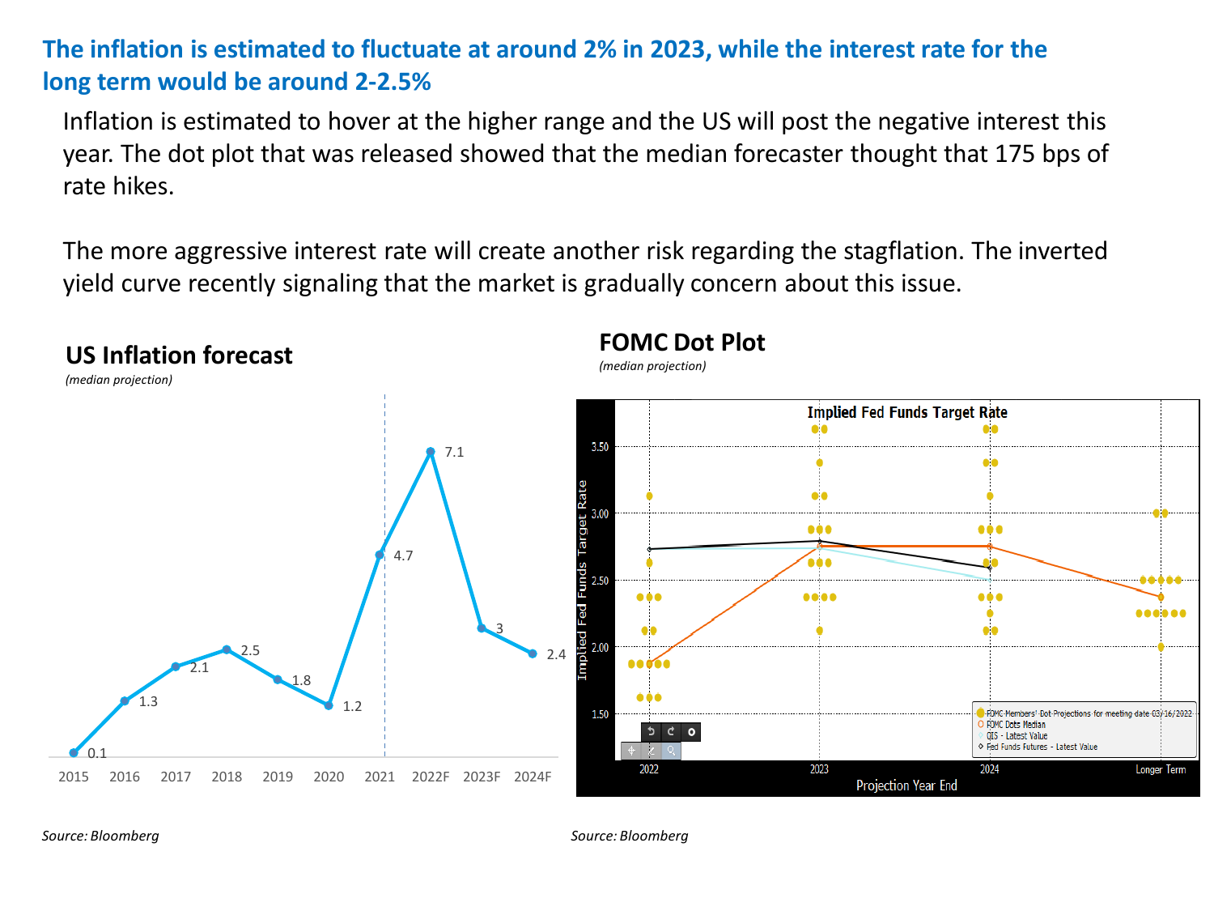## The inflation is estimated to fluctuate at around 2% in 2023, while the interest rate for the long term would be around 2-2.5%

Inflation is estimated to hover at the higher range and the US will post the negative interest this year. The dot plot that was released showed that the median forecaster thought that 175 bps of rate hikes.

The more aggressive interest rate will create another risk regarding the stagflation. The inverted yield curve recently signaling that the market is gradually concern about this issue.

### US Inflation forecast

*(median projection)*

| Year | Inflation |
|---|---|
| 2015 | 0.1 |
| 2016 | 1.3 |
| 2017 | 2.1 |
| 2018 | 2.5 |
| 2019 | 1.8 |
| 2020 | 1.2 |
| 2021 | 4.7 |
| 2022F | 7.1 |
| 2023F | 3 |
| 2024F | 2.4 |

*Source: Bloomberg*

### FOMC Dot Plot

*(median projection)*

Implied Fed Funds Target Rate

*Source: Bloomberg*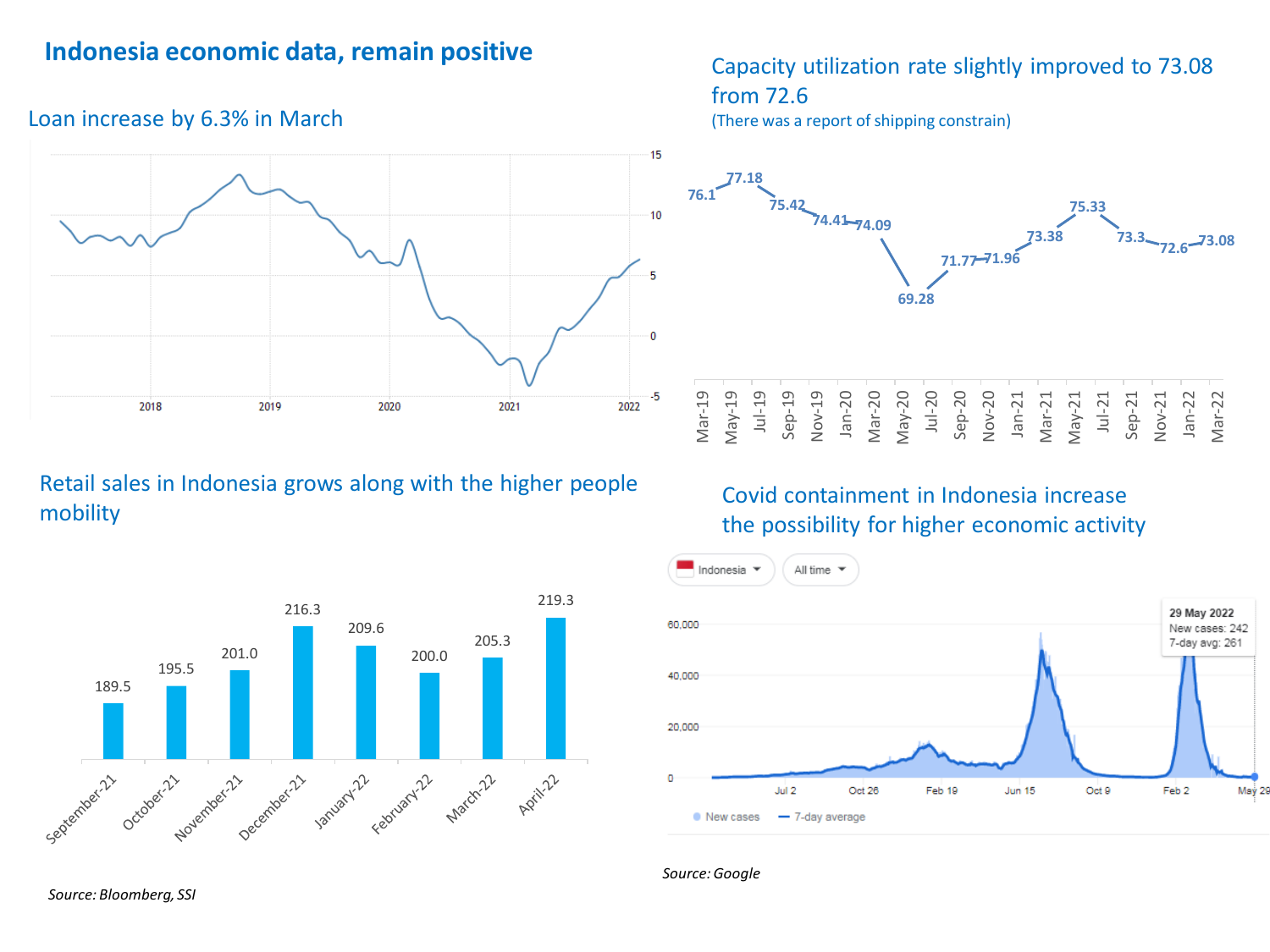# Indonesia economic data, remain positive

## Loan increase by 6.3% in March

## Capacity utilization rate slightly improved to 73.08 from 72.6

(There was a report of shipping constrain)

| Mar-19 | May-19 | Jul-19 | Sep-19 | Nov-19 | Jan-20 | Mar-20 | May-20 | Jul-20 | Sep-20 | Nov-20 | Jan-21 | Mar-21 | May-21 | Jul-21 | Sep-21 | Nov-21 | Jan-22 | Mar-22 |
|---|---|---|---|---|---|---|---|---|---|---|---|---|---|---|---|---|---|---|
| 76.1 | 77.18 | 75.42 | 74.41 | 74.09 | | 69.28 | 71.77 | 71.96 | 73.38 | | 75.33 | 73.3 | 72.6 | 73.08 | | | | |

## Retail sales in Indonesia grows along with the higher people mobility

| September-21 | October-21 | November-21 | December-21 | January-22 | February-22 | March-22 | April-22 |
|---|---|---|---|---|---|---|---|
| 189.5 | 195.5 | 201.0 | 216.3 | 209.6 | 200.0 | 205.3 | 219.3 |

*Source: Bloomberg, SSI*

## Covid containment in Indonesia increase the possibility for higher economic activity

29 May 2022
New cases: 242
7-day avg: 261

*Source: Google*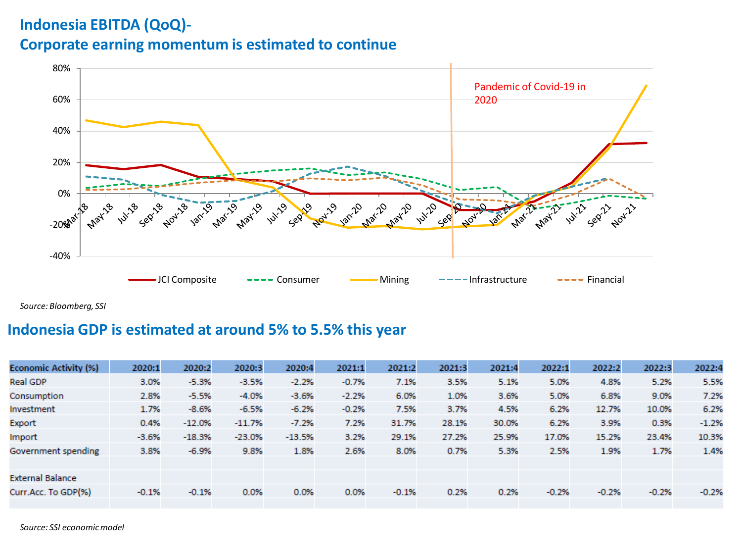## Indonesia EBITDA (QoQ)-
## Corporate earning momentum is estimated to continue

*Source: Bloomberg, SSI*

## Indonesia GDP is estimated at around 5% to 5.5% this year

| Economic Activity (%) | 2020:1 | 2020:2 | 2020:3 | 2020:4 | 2021:1 | 2021:2 | 2021:3 | 2021:4 | 2022:1 | 2022:2 | 2022:3 | 2022:4 |
|---|---|---|---|---|---|---|---|---|---|---|---|---|
| Real GDP | 3.0% | -5.3% | -3.5% | -2.2% | -0.7% | 7.1% | 3.5% | 5.1% | 5.0% | 4.8% | 5.2% | 5.5% |
| Consumption | 2.8% | -5.5% | -4.0% | -3.6% | -2.2% | 6.0% | 1.0% | 3.6% | 5.0% | 6.8% | 9.0% | 7.2% |
| Investment | 1.7% | -8.6% | -6.5% | -6.2% | -0.2% | 7.5% | 3.7% | 4.5% | 6.2% | 12.7% | 10.0% | 6.2% |
| Export | 0.4% | -12.0% | -11.7% | -7.2% | 7.2% | 31.7% | 28.1% | 30.0% | 6.2% | 3.9% | 0.3% | -1.2% |
| Import | -3.6% | -18.3% | -23.0% | -13.5% | 3.2% | 29.1% | 27.2% | 25.9% | 17.0% | 15.2% | 23.4% | 10.3% |
| Government spending | 3.8% | -6.9% | 9.8% | 1.8% | 2.6% | 8.0% | 0.7% | 5.3% | 2.5% | 1.9% | 1.7% | 1.4% |
| | | | | | | | | | | | | |
| External Balance | | | | | | | | | | | | |
| Curr.Acc. To GDP(%) | -0.1% | -0.1% | 0.0% | 0.0% | 0.0% | -0.1% | 0.2% | 0.2% | -0.2% | -0.2% | -0.2% | -0.2% |

*Source: SSI economic model*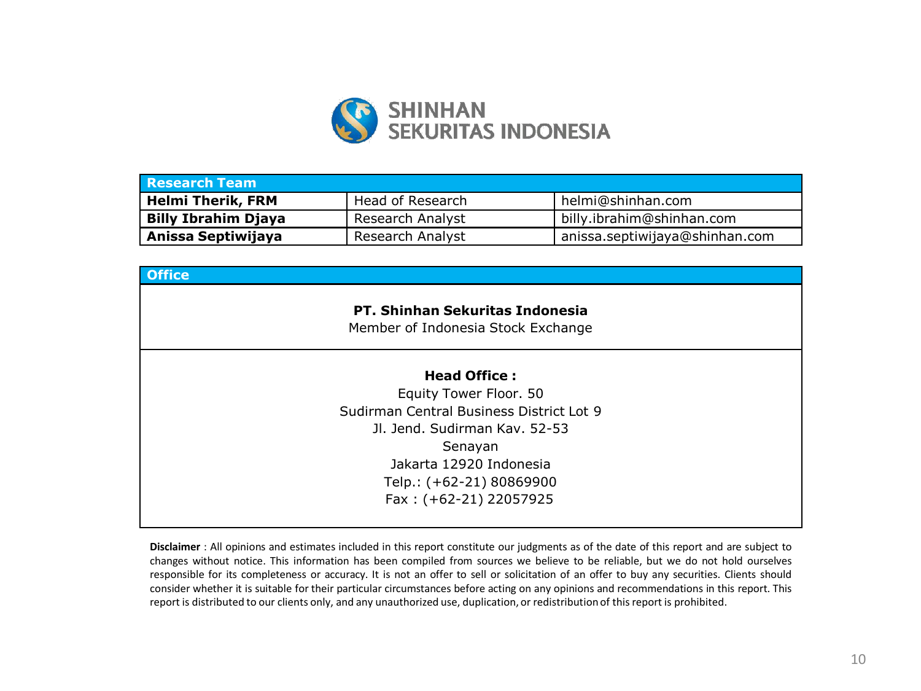SHINHAN
SEKURITAS INDONESIA

| Research Team | | |
| --- | --- | --- |
| **Helmi Therik, FRM** | Head of Research | helmi@shinhan.com |
| **Billy Ibrahim Djaya** | Research Analyst | billy.ibrahim@shinhan.com |
| **Anissa Septiwijaya** | Research Analyst | anissa.septiwijaya@shinhan.com |

## Office

**PT. Shinhan Sekuritas Indonesia**
Member of Indonesia Stock Exchange

**Head Office :**
Equity Tower Floor. 50
Sudirman Central Business District Lot 9
Jl. Jend. Sudirman Kav. 52-53
Senayan
Jakarta 12920 Indonesia
Telp.: (+62-21) 80869900
Fax : (+62-21) 22057925

**Disclaimer** : All opinions and estimates included in this report constitute our judgments as of the date of this report and are subject to changes without notice. This information has been compiled from sources we believe to be reliable, but we do not hold ourselves responsible for its completeness or accuracy. It is not an offer to sell or solicitation of an offer to buy any securities. Clients should consider whether it is suitable for their particular circumstances before acting on any opinions and recommendations in this report. This report is distributed to our clients only, and any unauthorized use, duplication, or redistribution of this report is prohibited.